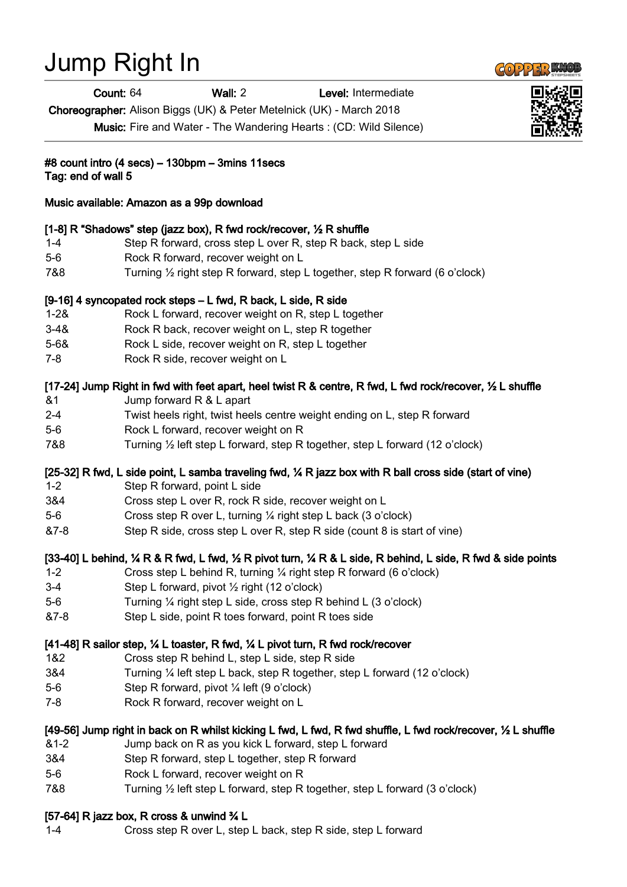# Jump Right In

**Count:** 64 **Wall:** 2 **Level:** Intermediate

**Choreographer:** Alison Biggs (UK) & Peter Metelnick (UK) - March 2018

**Music:** Fire and Water - The Wandering Hearts : (CD: Wild Silence)

**#8 count intro (4 secs) – 130bpm – 3mins 11secs**
**Tag: end of wall 5**

**Music available: Amazon as a 99p download**

**[1-8] R "Shadows" step (jazz box), R fwd rock/recover, ½ R shuffle**

| | |
|---|---|
| 1-4 | Step R forward, cross step L over R, step R back, step L side |
| 5-6 | Rock R forward, recover weight on L |
| 7&8 | Turning ½ right step R forward, step L together, step R forward (6 o'clock) |

**[9-16] 4 syncopated rock steps – L fwd, R back, L side, R side**

| | |
|---|---|
| 1-2& | Rock L forward, recover weight on R, step L together |
| 3-4& | Rock R back, recover weight on L, step R together |
| 5-6& | Rock L side, recover weight on R, step L together |
| 7-8 | Rock R side, recover weight on L |

**[17-24] Jump Right in fwd with feet apart, heel twist R & centre, R fwd, L fwd rock/recover, ½ L shuffle**

| | |
|---|---|
| &1 | Jump forward R & L apart |
| 2-4 | Twist heels right, twist heels centre weight ending on L, step R forward |
| 5-6 | Rock L forward, recover weight on R |
| 7&8 | Turning ½ left step L forward, step R together, step L forward (12 o'clock) |

**[25-32] R fwd, L side point, L samba traveling fwd, ¼ R jazz box with R ball cross side (start of vine)**

| | |
|---|---|
| 1-2 | Step R forward, point L side |
| 3&4 | Cross step L over R, rock R side, recover weight on L |
| 5-6 | Cross step R over L, turning ¼ right step L back (3 o'clock) |
| &7-8 | Step R side, cross step L over R, step R side (count 8 is start of vine) |

**[33-40] L behind, ¼ R & R fwd, L fwd, ½ R pivot turn, ¼ R & L side, R behind, L side, R fwd & side points**

| | |
|---|---|
| 1-2 | Cross step L behind R, turning ¼ right step R forward (6 o'clock) |
| 3-4 | Step L forward, pivot ½ right (12 o'clock) |
| 5-6 | Turning ¼ right step L side, cross step R behind L (3 o'clock) |
| &7-8 | Step L side, point R toes forward, point R toes side |

**[41-48] R sailor step, ¼ L toaster, R fwd, ¼ L pivot turn, R fwd rock/recover**

| | |
|---|---|
| 1&2 | Cross step R behind L, step L side, step R side |
| 3&4 | Turning ¼ left step L back, step R together, step L forward (12 o'clock) |
| 5-6 | Step R forward, pivot ¼ left (9 o'clock) |
| 7-8 | Rock R forward, recover weight on L |

**[49-56] Jump right in back on R whilst kicking L fwd, L fwd, R fwd shuffle, L fwd rock/recover, ½ L shuffle**

| | |
|---|---|
| &1-2 | Jump back on R as you kick L forward, step L forward |
| 3&4 | Step R forward, step L together, step R forward |
| 5-6 | Rock L forward, recover weight on R |
| 7&8 | Turning ½ left step L forward, step R together, step L forward (3 o'clock) |

**[57-64] R jazz box, R cross & unwind ¾ L**

| | |
|---|---|
| 1-4 | Cross step R over L, step L back, step R side, step L forward |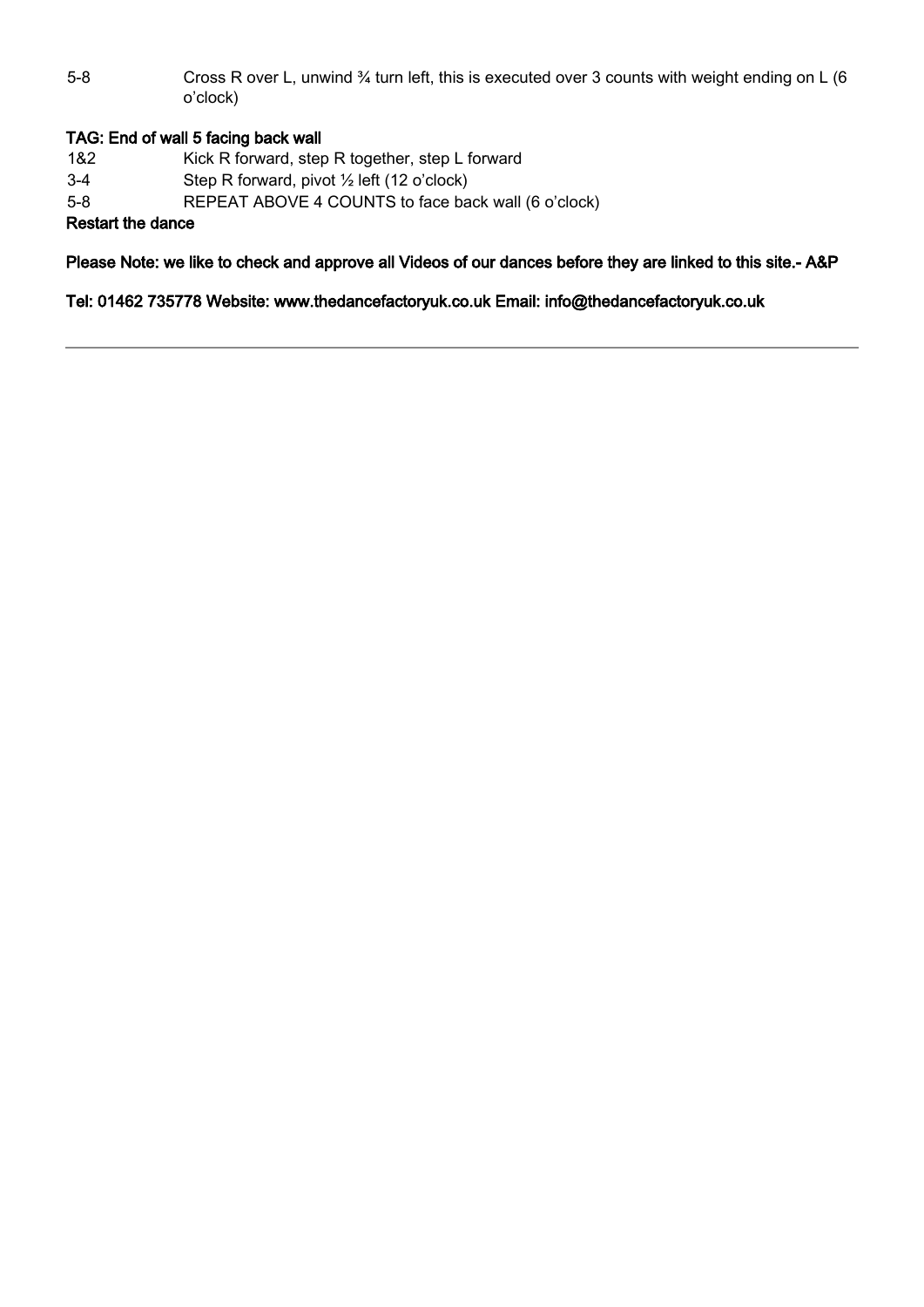5-8 Cross R over L, unwind ¾ turn left, this is executed over 3 counts with weight ending on L (6 o'clock)

**TAG: End of wall 5 facing back wall**

1&2 Kick R forward, step R together, step L forward
3-4 Step R forward, pivot ½ left (12 o'clock)
5-8 REPEAT ABOVE 4 COUNTS to face back wall (6 o'clock)

**Restart the dance**

**Please Note: we like to check and approve all Videos of our dances before they are linked to this site.- A&P**

**Tel: 01462 735778 Website: www.thedancefactoryuk.co.uk Email: info@thedancefactoryuk.co.uk**